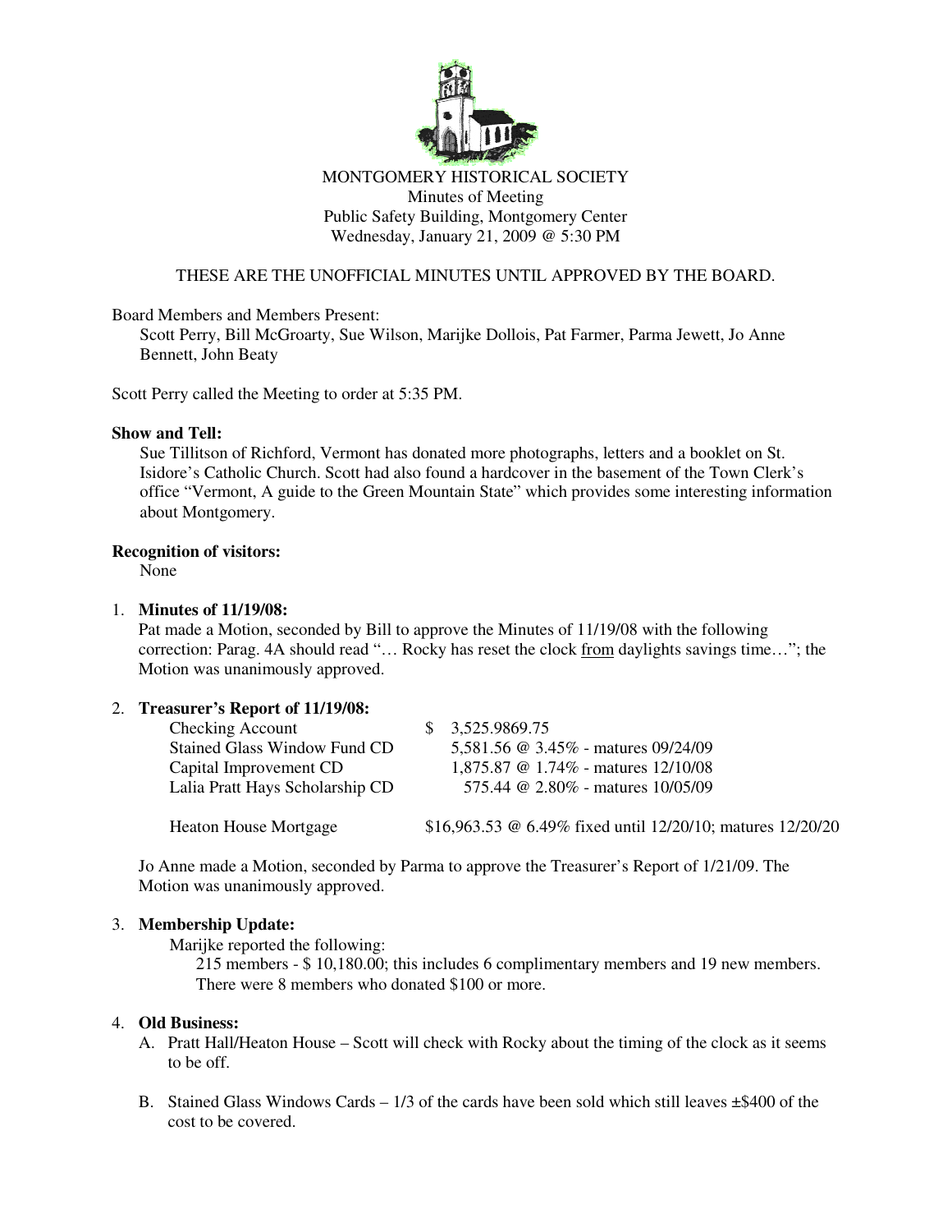MONTGOMERY HISTORICAL SOCIETY
Minutes of Meeting
Public Safety Building, Montgomery Center
Wednesday, January 21, 2009 @ 5:30 PM

THESE ARE THE UNOFFICIAL MINUTES UNTIL APPROVED BY THE BOARD.

Board Members and Members Present:
Scott Perry, Bill McGroarty, Sue Wilson, Marijke Dollois, Pat Farmer, Parma Jewett, Jo Anne Bennett, John Beaty

Scott Perry called the Meeting to order at 5:35 PM.

**Show and Tell:**
Sue Tillitson of Richford, Vermont has donated more photographs, letters and a booklet on St. Isidore's Catholic Church. Scott had also found a hardcover in the basement of the Town Clerk's office "Vermont, A guide to the Green Mountain State" which provides some interesting information about Montgomery.

**Recognition of visitors:**
None

1. **Minutes of 11/19/08:**
   Pat made a Motion, seconded by Bill to approve the Minutes of 11/19/08 with the following correction: Parag. 4A should read "… Rocky has reset the clock from daylights savings time…"; the Motion was unanimously approved.

2. **Treasurer's Report of 11/19/08:**

| | |
|---|---|
| Checking Account | $ 3,525.9869.75 |
| Stained Glass Window Fund CD | 5,581.56 @ 3.45% - matures 09/24/09 |
| Capital Improvement CD | 1,875.87 @ 1.74% - matures 12/10/08 |
| Lalia Pratt Hays Scholarship CD | 575.44 @ 2.80% - matures 10/05/09 |
| Heaton House Mortgage | $16,963.53 @ 6.49% fixed until 12/20/10; matures 12/20/20 |

   Jo Anne made a Motion, seconded by Parma to approve the Treasurer's Report of 1/21/09. The Motion was unanimously approved.

3. **Membership Update:**
   Marijke reported the following:
   215 members - $ 10,180.00; this includes 6 complimentary members and 19 new members. There were 8 members who donated $100 or more.

4. **Old Business:**
   A. Pratt Hall/Heaton House – Scott will check with Rocky about the timing of the clock as it seems to be off.

   B. Stained Glass Windows Cards – 1/3 of the cards have been sold which still leaves ±$400 of the cost to be covered.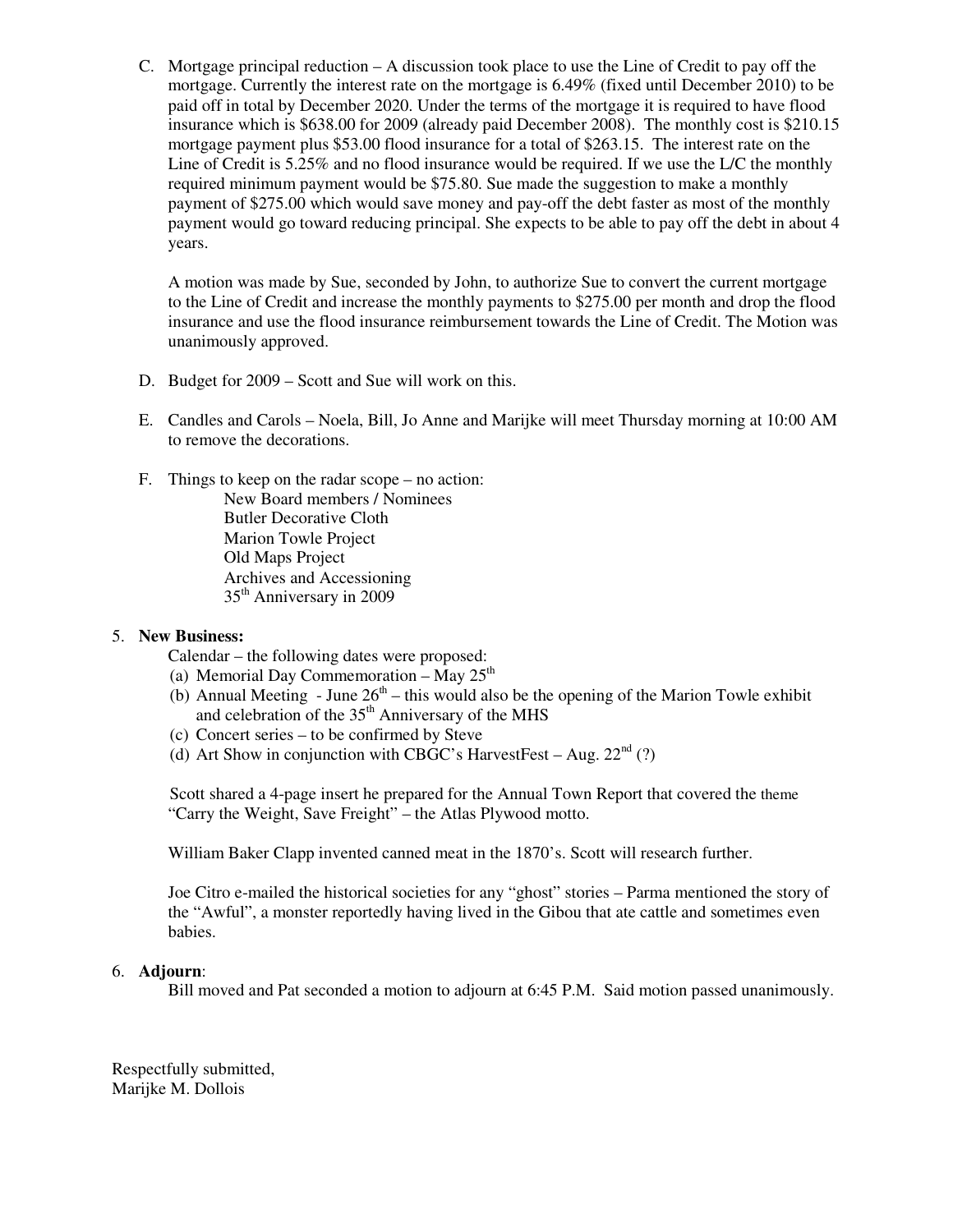C. Mortgage principal reduction – A discussion took place to use the Line of Credit to pay off the mortgage. Currently the interest rate on the mortgage is 6.49% (fixed until December 2010) to be paid off in total by December 2020. Under the terms of the mortgage it is required to have flood insurance which is $638.00 for 2009 (already paid December 2008). The monthly cost is $210.15 mortgage payment plus $53.00 flood insurance for a total of $263.15. The interest rate on the Line of Credit is 5.25% and no flood insurance would be required. If we use the L/C the monthly required minimum payment would be $75.80. Sue made the suggestion to make a monthly payment of $275.00 which would save money and pay-off the debt faster as most of the monthly payment would go toward reducing principal. She expects to be able to pay off the debt in about 4 years.

   A motion was made by Sue, seconded by John, to authorize Sue to convert the current mortgage to the Line of Credit and increase the monthly payments to $275.00 per month and drop the flood insurance and use the flood insurance reimbursement towards the Line of Credit. The Motion was unanimously approved.

D. Budget for 2009 – Scott and Sue will work on this.

E. Candles and Carols – Noela, Bill, Jo Anne and Marijke will meet Thursday morning at 10:00 AM to remove the decorations.

F. Things to keep on the radar scope – no action:
   - New Board members / Nominees
   - Butler Decorative Cloth
   - Marion Towle Project
   - Old Maps Project
   - Archives and Accessioning
   - 35th Anniversary in 2009

5. **New Business:**

   Calendar – the following dates were proposed:
   (a) Memorial Day Commemoration – May 25th
   (b) Annual Meeting - June 26th – this would also be the opening of the Marion Towle exhibit and celebration of the 35th Anniversary of the MHS
   (c) Concert series – to be confirmed by Steve
   (d) Art Show in conjunction with CBGC's HarvestFest – Aug. 22nd (?)

   Scott shared a 4-page insert he prepared for the Annual Town Report that covered the theme "Carry the Weight, Save Freight" – the Atlas Plywood motto.

   William Baker Clapp invented canned meat in the 1870's. Scott will research further.

   Joe Citro e-mailed the historical societies for any "ghost" stories – Parma mentioned the story of the "Awful", a monster reportedly having lived in the Gibou that ate cattle and sometimes even babies.

6. **Adjourn**:

   Bill moved and Pat seconded a motion to adjourn at 6:45 P.M. Said motion passed unanimously.

Respectfully submitted,
Marijke M. Dollois